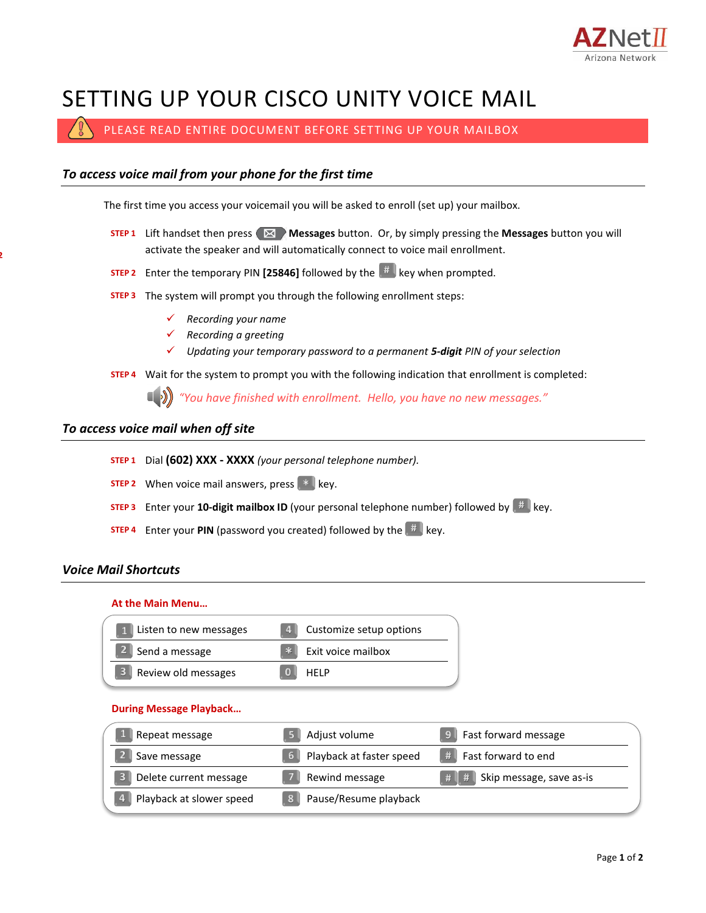AZNetII
Arizona Network

# SETTING UP YOUR CISCO UNITY VOICE MAIL

**PLEASE READ ENTIRE DOCUMENT BEFORE SETTING UP YOUR MAILBOX**

## *To access voice mail from your phone for the first time*

The first time you access your voicemail you will be asked to enroll (set up) your mailbox.

**STEP 1** Lift handset then press **Messages** button. Or, by simply pressing the **Messages** button you will activate the speaker and will automatically connect to voice mail enrollment.

**STEP 2** Enter the temporary PIN **[25846]** followed by the # key when prompted.

**STEP 3** The system will prompt you through the following enrollment steps:

- ✓ *Recording your name*
- ✓ *Recording a greeting*
- ✓ *Updating your temporary password to a permanent **5-digit** PIN of your selection*

**STEP 4** Wait for the system to prompt you with the following indication that enrollment is completed:

*"You have finished with enrollment. Hello, you have no new messages."*

## *To access voice mail when off site*

**STEP 1** Dial **(602) XXX - XXXX** *(your personal telephone number).*

**STEP 2** When voice mail answers, press * key.

**STEP 3** Enter your **10-digit mailbox ID** (your personal telephone number) followed by # key.

**STEP 4** Enter your **PIN** (password you created) followed by the # key.

## *Voice Mail Shortcuts*

**At the Main Menu…**

| Key | Action | Key | Action |
|---|---|---|---|
| 1 | Listen to new messages | 4 | Customize setup options |
| 2 | Send a message | * | Exit voice mailbox |
| 3 | Review old messages | 0 | HELP |

**During Message Playback…**

| Key | Action | Key | Action | Key | Action |
|---|---|---|---|---|---|
| 1 | Repeat message | 5 | Adjust volume | 9 | Fast forward message |
| 2 | Save message | 6 | Playback at faster speed | # | Fast forward to end |
| 3 | Delete current message | 7 | Rewind message | # # | Skip message, save as-is |
| 4 | Playback at slower speed | 8 | Pause/Resume playback | | |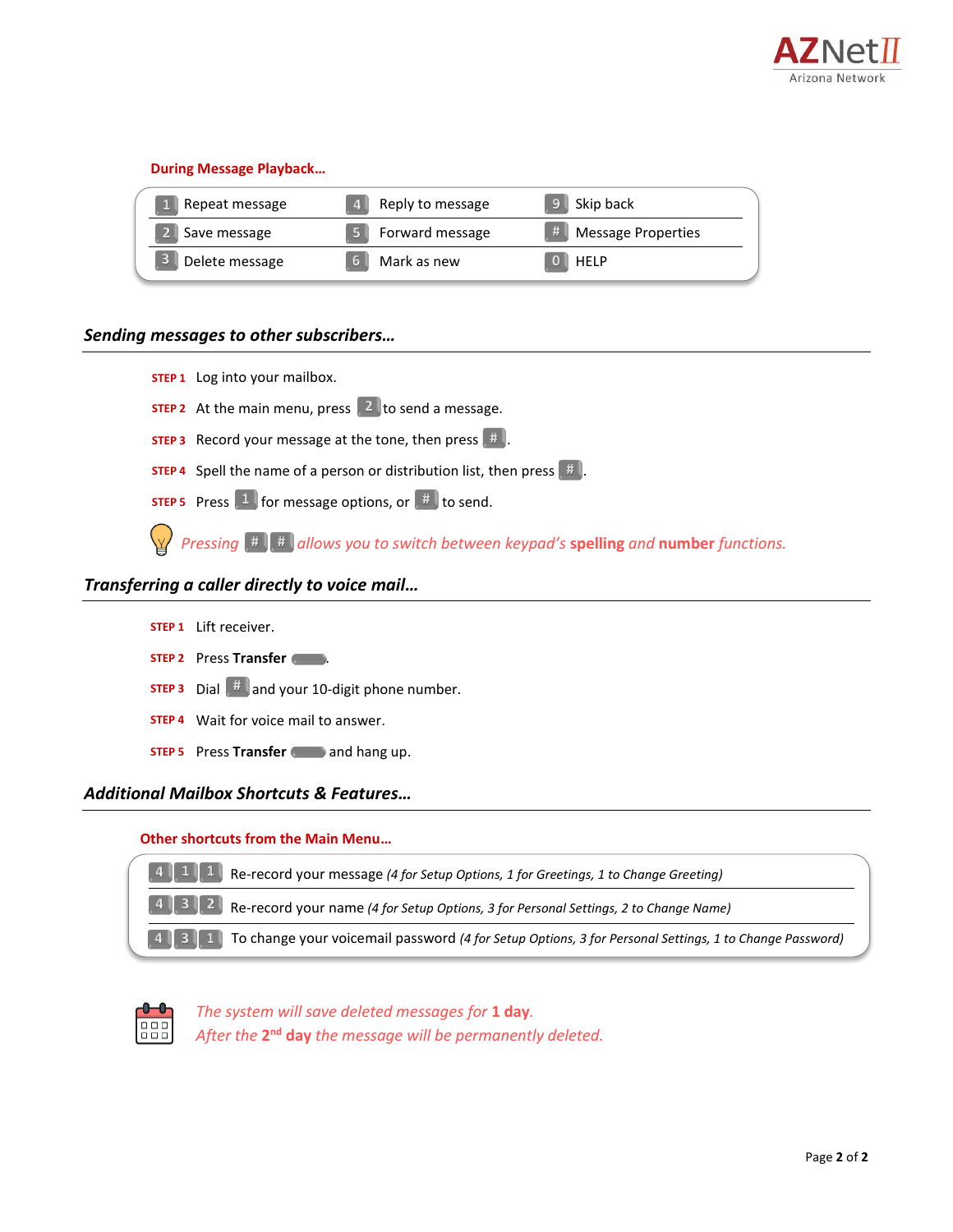During Message Playback…

| | | |
|---|---|---|
| 1 Repeat message | 4 Reply to message | 9 Skip back |
| 2 Save message | 5 Forward message | # Message Properties |
| 3 Delete message | 6 Mark as new | 0 HELP |

## *Sending messages to other subscribers…*

**STEP 1** Log into your mailbox.

**STEP 2** At the main menu, press 2 to send a message.

**STEP 3** Record your message at the tone, then press #.

**STEP 4** Spell the name of a person or distribution list, then press #.

**STEP 5** Press 1 for message options, or # to send.

*Pressing # # allows you to switch between keypad's* ***spelling*** *and* ***number*** *functions.*

## *Transferring a caller directly to voice mail…*

**STEP 1** Lift receiver.

**STEP 2** Press **Transfer**.

**STEP 3** Dial # and your 10-digit phone number.

**STEP 4** Wait for voice mail to answer.

**STEP 5** Press **Transfer** and hang up.

## *Additional Mailbox Shortcuts & Features…*

Other shortcuts from the Main Menu…

| | |
|---|---|
| 4 1 1 | Re-record your message *(4 for Setup Options, 1 for Greetings, 1 to Change Greeting)* |
| 4 3 2 | Re-record your name *(4 for Setup Options, 3 for Personal Settings, 2 to Change Name)* |
| 4 3 1 | To change your voicemail password *(4 for Setup Options, 3 for Personal Settings, 1 to Change Password)* |

*The system will save deleted messages for* ***1 day****.*
*After the* ***2nd day*** *the message will be permanently deleted.*